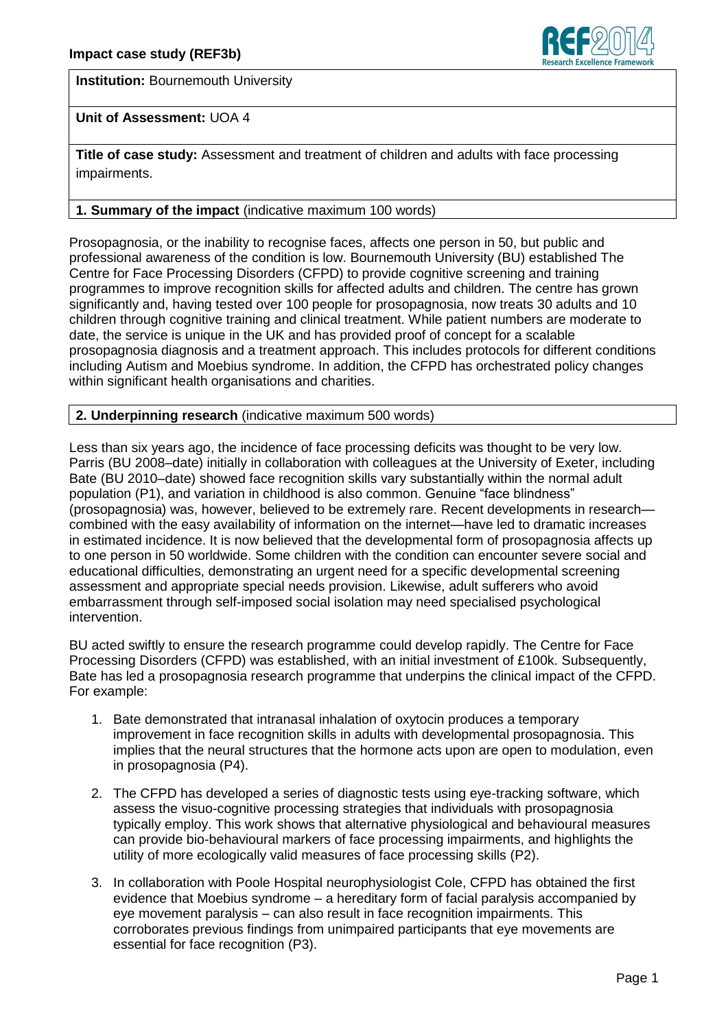**Institution:** Bournemouth University

**Unit of Assessment:** UOA 4

**Title of case study:** Assessment and treatment of children and adults with face processing impairments.

**1. Summary of the impact** (indicative maximum 100 words)

Prosopagnosia, or the inability to recognise faces, affects one person in 50, but public and professional awareness of the condition is low. Bournemouth University (BU) established The Centre for Face Processing Disorders (CFPD) to provide cognitive screening and training programmes to improve recognition skills for affected adults and children. The centre has grown significantly and, having tested over 100 people for prosopagnosia, now treats 30 adults and 10 children through cognitive training and clinical treatment. While patient numbers are moderate to date, the service is unique in the UK and has provided proof of concept for a scalable prosopagnosia diagnosis and a treatment approach. This includes protocols for different conditions including Autism and Moebius syndrome. In addition, the CFPD has orchestrated policy changes within significant health organisations and charities.

**2. Underpinning research** (indicative maximum 500 words)

Less than six years ago, the incidence of face processing deficits was thought to be very low. Parris (BU 2008–date) initially in collaboration with colleagues at the University of Exeter, including Bate (BU 2010–date) showed face recognition skills vary substantially within the normal adult population (P1), and variation in childhood is also common. Genuine "face blindness" (prosopagnosia) was, however, believed to be extremely rare. Recent developments in research—combined with the easy availability of information on the internet—have led to dramatic increases in estimated incidence. It is now believed that the developmental form of prosopagnosia affects up to one person in 50 worldwide. Some children with the condition can encounter severe social and educational difficulties, demonstrating an urgent need for a specific developmental screening assessment and appropriate special needs provision. Likewise, adult sufferers who avoid embarrassment through self-imposed social isolation may need specialised psychological intervention.

BU acted swiftly to ensure the research programme could develop rapidly. The Centre for Face Processing Disorders (CFPD) was established, with an initial investment of £100k. Subsequently, Bate has led a prosopagnosia research programme that underpins the clinical impact of the CFPD. For example:

1. Bate demonstrated that intranasal inhalation of oxytocin produces a temporary improvement in face recognition skills in adults with developmental prosopagnosia. This implies that the neural structures that the hormone acts upon are open to modulation, even in prosopagnosia (P4).

2. The CFPD has developed a series of diagnostic tests using eye-tracking software, which assess the visuo-cognitive processing strategies that individuals with prosopagnosia typically employ. This work shows that alternative physiological and behavioural measures can provide bio-behavioural markers of face processing impairments, and highlights the utility of more ecologically valid measures of face processing skills (P2).

3. In collaboration with Poole Hospital neurophysiologist Cole, CFPD has obtained the first evidence that Moebius syndrome – a hereditary form of facial paralysis accompanied by eye movement paralysis – can also result in face recognition impairments. This corroborates previous findings from unimpaired participants that eye movements are essential for face recognition (P3).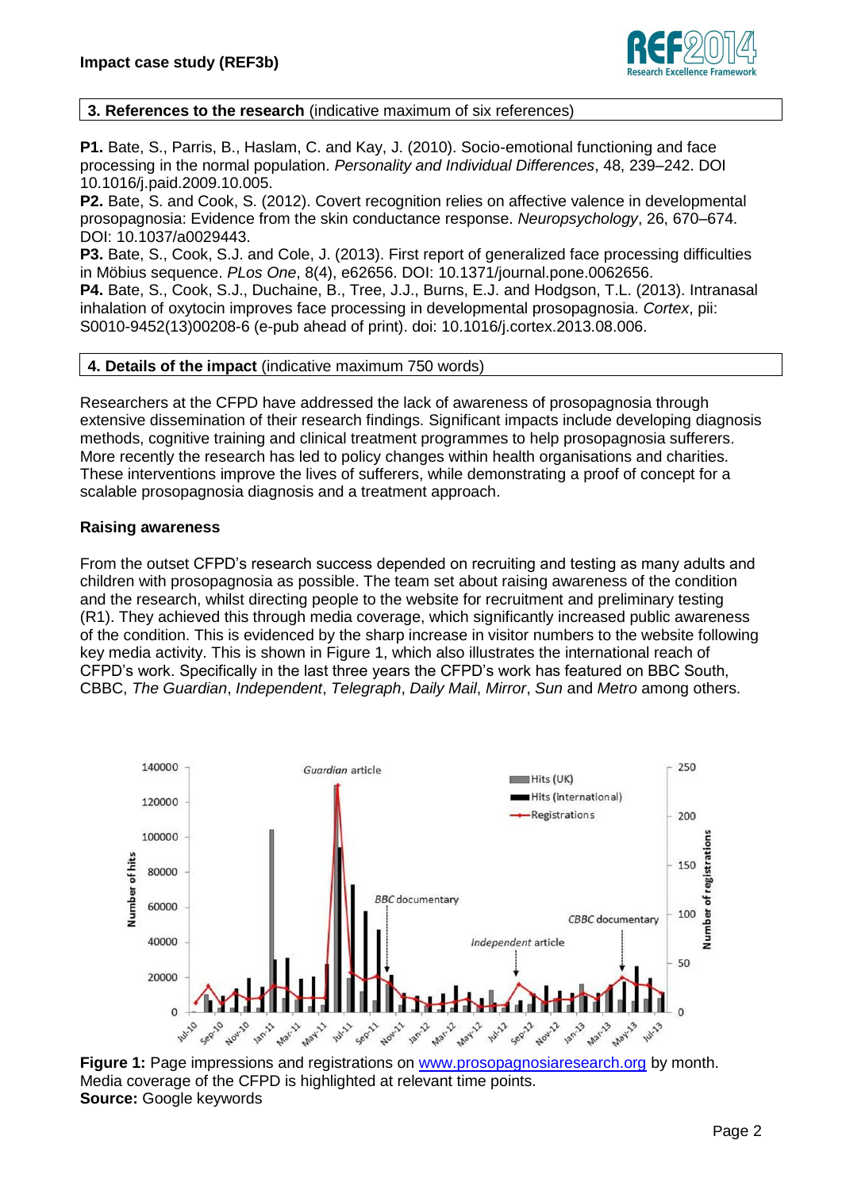### 3. References to the research (indicative maximum of six references)

**P1.** Bate, S., Parris, B., Haslam, C. and Kay, J. (2010). Socio-emotional functioning and face processing in the normal population. *Personality and Individual Differences*, 48, 239–242. DOI 10.1016/j.paid.2009.10.005.

**P2.** Bate, S. and Cook, S. (2012). Covert recognition relies on affective valence in developmental prosopagnosia: Evidence from the skin conductance response. *Neuropsychology*, 26, 670–674. DOI: 10.1037/a0029443.

**P3.** Bate, S., Cook, S.J. and Cole, J. (2013). First report of generalized face processing difficulties in Möbius sequence. *PLos One*, 8(4), e62656. DOI: 10.1371/journal.pone.0062656.

**P4.** Bate, S., Cook, S.J., Duchaine, B., Tree, J.J., Burns, E.J. and Hodgson, T.L. (2013). Intranasal inhalation of oxytocin improves face processing in developmental prosopagnosia. *Cortex*, pii: S0010-9452(13)00208-6 (e-pub ahead of print). doi: 10.1016/j.cortex.2013.08.006.

### 4. Details of the impact (indicative maximum 750 words)

Researchers at the CFPD have addressed the lack of awareness of prosopagnosia through extensive dissemination of their research findings. Significant impacts include developing diagnosis methods, cognitive training and clinical treatment programmes to help prosopagnosia sufferers. More recently the research has led to policy changes within health organisations and charities. These interventions improve the lives of sufferers, while demonstrating a proof of concept for a scalable prosopagnosia diagnosis and a treatment approach.

**Raising awareness**

From the outset CFPD's research success depended on recruiting and testing as many adults and children with prosopagnosia as possible. The team set about raising awareness of the condition and the research, whilst directing people to the website for recruitment and preliminary testing (R1). They achieved this through media coverage, which significantly increased public awareness of the condition. This is evidenced by the sharp increase in visitor numbers to the website following key media activity. This is shown in Figure 1, which also illustrates the international reach of CFPD's work. Specifically in the last three years the CFPD's work has featured on BBC South, CBBC, *The Guardian*, *Independent*, *Telegraph*, *Daily Mail*, *Mirror*, *Sun* and *Metro* among others.

**Figure 1:** Page impressions and registrations on www.prosopagnosiaresearch.org by month. Media coverage of the CFPD is highlighted at relevant time points.
**Source:** Google keywords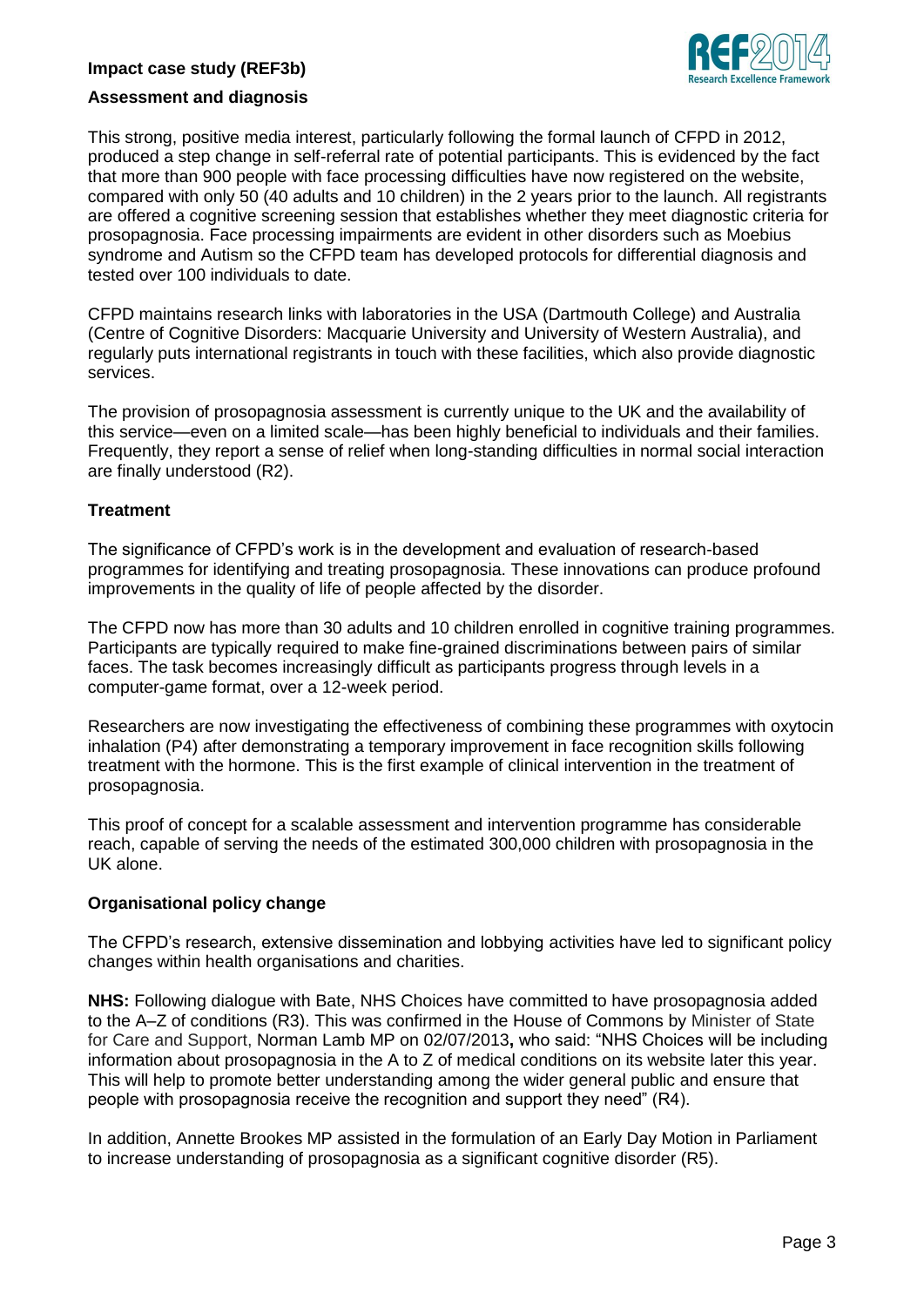### Assessment and diagnosis

This strong, positive media interest, particularly following the formal launch of CFPD in 2012, produced a step change in self-referral rate of potential participants. This is evidenced by the fact that more than 900 people with face processing difficulties have now registered on the website, compared with only 50 (40 adults and 10 children) in the 2 years prior to the launch. All registrants are offered a cognitive screening session that establishes whether they meet diagnostic criteria for prosopagnosia. Face processing impairments are evident in other disorders such as Moebius syndrome and Autism so the CFPD team has developed protocols for differential diagnosis and tested over 100 individuals to date.

CFPD maintains research links with laboratories in the USA (Dartmouth College) and Australia (Centre of Cognitive Disorders: Macquarie University and University of Western Australia), and regularly puts international registrants in touch with these facilities, which also provide diagnostic services.

The provision of prosopagnosia assessment is currently unique to the UK and the availability of this service—even on a limited scale—has been highly beneficial to individuals and their families. Frequently, they report a sense of relief when long-standing difficulties in normal social interaction are finally understood (R2).

### Treatment

The significance of CFPD's work is in the development and evaluation of research-based programmes for identifying and treating prosopagnosia. These innovations can produce profound improvements in the quality of life of people affected by the disorder.

The CFPD now has more than 30 adults and 10 children enrolled in cognitive training programmes. Participants are typically required to make fine-grained discriminations between pairs of similar faces. The task becomes increasingly difficult as participants progress through levels in a computer-game format, over a 12-week period.

Researchers are now investigating the effectiveness of combining these programmes with oxytocin inhalation (P4) after demonstrating a temporary improvement in face recognition skills following treatment with the hormone. This is the first example of clinical intervention in the treatment of prosopagnosia.

This proof of concept for a scalable assessment and intervention programme has considerable reach, capable of serving the needs of the estimated 300,000 children with prosopagnosia in the UK alone.

### Organisational policy change

The CFPD's research, extensive dissemination and lobbying activities have led to significant policy changes within health organisations and charities.

**NHS:** Following dialogue with Bate, NHS Choices have committed to have prosopagnosia added to the A–Z of conditions (R3). This was confirmed in the House of Commons by Minister of State for Care and Support, Norman Lamb MP on 02/07/2013**,** who said: "NHS Choices will be including information about prosopagnosia in the A to Z of medical conditions on its website later this year. This will help to promote better understanding among the wider general public and ensure that people with prosopagnosia receive the recognition and support they need" (R4).

In addition, Annette Brookes MP assisted in the formulation of an Early Day Motion in Parliament to increase understanding of prosopagnosia as a significant cognitive disorder (R5).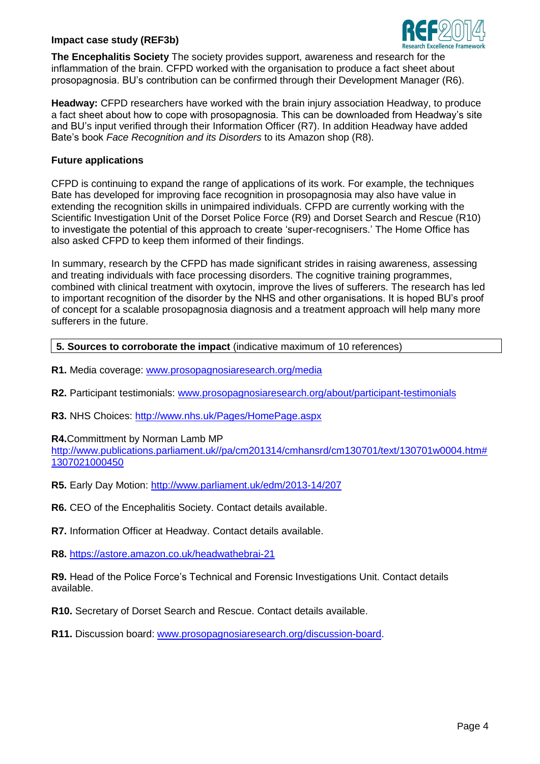**The Encephalitis Society** The society provides support, awareness and research for the inflammation of the brain. CFPD worked with the organisation to produce a fact sheet about prosopagnosia. BU's contribution can be confirmed through their Development Manager (R6).

**Headway:** CFPD researchers have worked with the brain injury association Headway, to produce a fact sheet about how to cope with prosopagnosia. This can be downloaded from Headway's site and BU's input verified through their Information Officer (R7). In addition Headway have added Bate's book *Face Recognition and its Disorders* to its Amazon shop (R8).

**Future applications**

CFPD is continuing to expand the range of applications of its work. For example, the techniques Bate has developed for improving face recognition in prosopagnosia may also have value in extending the recognition skills in unimpaired individuals. CFPD are currently working with the Scientific Investigation Unit of the Dorset Police Force (R9) and Dorset Search and Rescue (R10) to investigate the potential of this approach to create 'super-recognisers.' The Home Office has also asked CFPD to keep them informed of their findings.

In summary, research by the CFPD has made significant strides in raising awareness, assessing and treating individuals with face processing disorders. The cognitive training programmes, combined with clinical treatment with oxytocin, improve the lives of sufferers. The research has led to important recognition of the disorder by the NHS and other organisations. It is hoped BU's proof of concept for a scalable prosopagnosia diagnosis and a treatment approach will help many more sufferers in the future.

## 5. Sources to corroborate the impact (indicative maximum of 10 references)

**R1.** Media coverage: www.prosopagnosiaresearch.org/media

**R2.** Participant testimonials: www.prosopagnosiaresearch.org/about/participant-testimonials

**R3.** NHS Choices: http://www.nhs.uk/Pages/HomePage.aspx

**R4.** Committment by Norman Lamb MP
http://www.publications.parliament.uk//pa/cm201314/cmhansrd/cm130701/text/130701w0004.htm#1307021000450

**R5.** Early Day Motion: http://www.parliament.uk/edm/2013-14/207

**R6.** CEO of the Encephalitis Society. Contact details available.

**R7.** Information Officer at Headway. Contact details available.

**R8.** https://astore.amazon.co.uk/headwathebrai-21

**R9.** Head of the Police Force's Technical and Forensic Investigations Unit. Contact details available.

**R10.** Secretary of Dorset Search and Rescue. Contact details available.

**R11.** Discussion board: www.prosopagnosiaresearch.org/discussion-board.